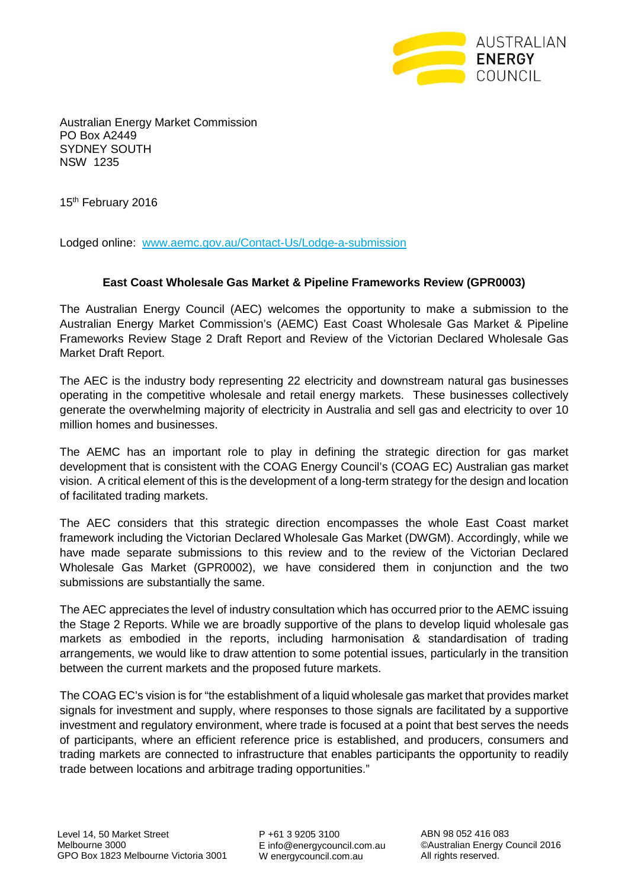AUSTRALIAN **ENERGY** COUNCIL

Australian Energy Market Commission
PO Box A2449
SYDNEY SOUTH
NSW 1235

15th February 2016

Lodged online: [www.aemc.gov.au/Contact-Us/Lodge-a-submission](www.aemc.gov.au/Contact-Us/Lodge-a-submission)

**East Coast Wholesale Gas Market & Pipeline Frameworks Review (GPR0003)**

The Australian Energy Council (AEC) welcomes the opportunity to make a submission to the Australian Energy Market Commission's (AEMC) East Coast Wholesale Gas Market & Pipeline Frameworks Review Stage 2 Draft Report and Review of the Victorian Declared Wholesale Gas Market Draft Report.

The AEC is the industry body representing 22 electricity and downstream natural gas businesses operating in the competitive wholesale and retail energy markets. These businesses collectively generate the overwhelming majority of electricity in Australia and sell gas and electricity to over 10 million homes and businesses.

The AEMC has an important role to play in defining the strategic direction for gas market development that is consistent with the COAG Energy Council's (COAG EC) Australian gas market vision. A critical element of this is the development of a long-term strategy for the design and location of facilitated trading markets.

The AEC considers that this strategic direction encompasses the whole East Coast market framework including the Victorian Declared Wholesale Gas Market (DWGM). Accordingly, while we have made separate submissions to this review and to the review of the Victorian Declared Wholesale Gas Market (GPR0002), we have considered them in conjunction and the two submissions are substantially the same.

The AEC appreciates the level of industry consultation which has occurred prior to the AEMC issuing the Stage 2 Reports. While we are broadly supportive of the plans to develop liquid wholesale gas markets as embodied in the reports, including harmonisation & standardisation of trading arrangements, we would like to draw attention to some potential issues, particularly in the transition between the current markets and the proposed future markets.

The COAG EC's vision is for "the establishment of a liquid wholesale gas market that provides market signals for investment and supply, where responses to those signals are facilitated by a supportive investment and regulatory environment, where trade is focused at a point that best serves the needs of participants, where an efficient reference price is established, and producers, consumers and trading markets are connected to infrastructure that enables participants the opportunity to readily trade between locations and arbitrage trading opportunities."

Level 14, 50 Market Street
Melbourne 3000
GPO Box 1823 Melbourne Victoria 3001

P +61 3 9205 3100
E info@energycouncil.com.au
W energycouncil.com.au

ABN 98 052 416 083
©Australian Energy Council 2016
All rights reserved.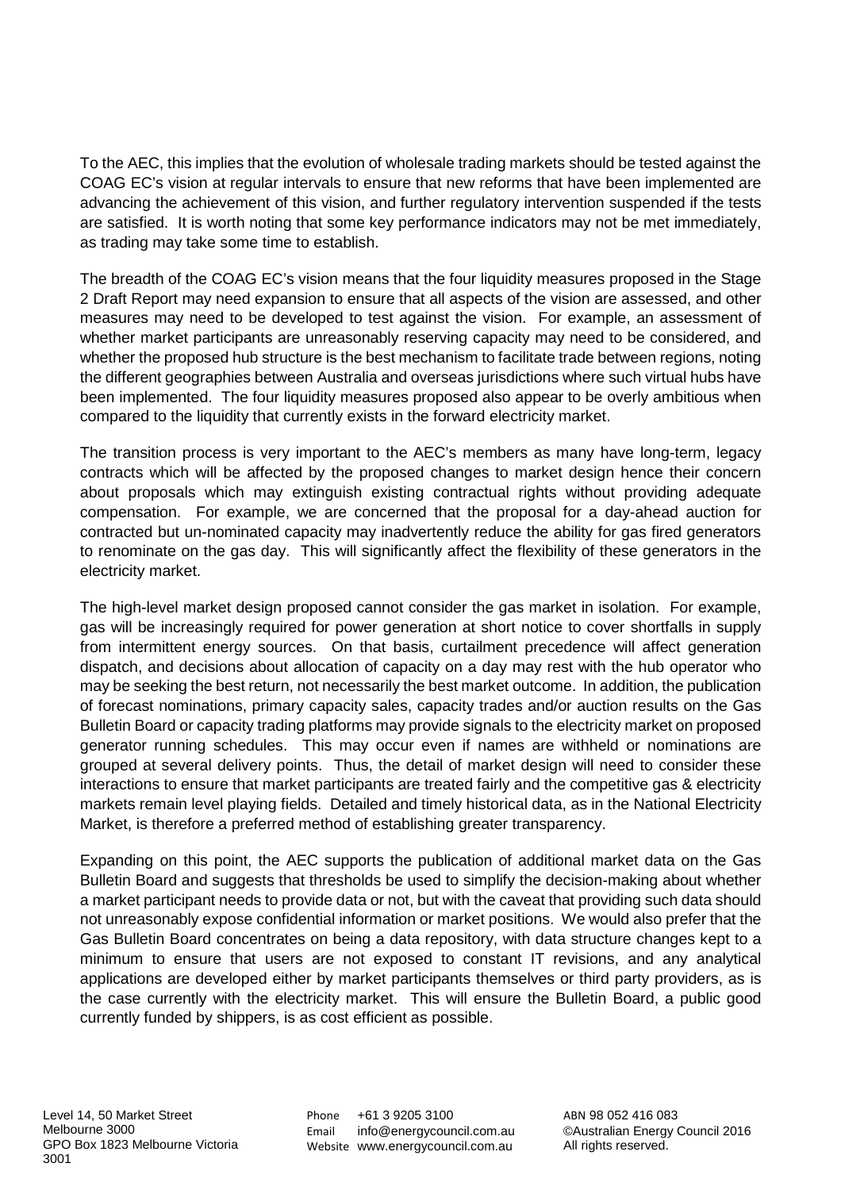To the AEC, this implies that the evolution of wholesale trading markets should be tested against the COAG EC's vision at regular intervals to ensure that new reforms that have been implemented are advancing the achievement of this vision, and further regulatory intervention suspended if the tests are satisfied. It is worth noting that some key performance indicators may not be met immediately, as trading may take some time to establish.

The breadth of the COAG EC's vision means that the four liquidity measures proposed in the Stage 2 Draft Report may need expansion to ensure that all aspects of the vision are assessed, and other measures may need to be developed to test against the vision. For example, an assessment of whether market participants are unreasonably reserving capacity may need to be considered, and whether the proposed hub structure is the best mechanism to facilitate trade between regions, noting the different geographies between Australia and overseas jurisdictions where such virtual hubs have been implemented. The four liquidity measures proposed also appear to be overly ambitious when compared to the liquidity that currently exists in the forward electricity market.

The transition process is very important to the AEC's members as many have long-term, legacy contracts which will be affected by the proposed changes to market design hence their concern about proposals which may extinguish existing contractual rights without providing adequate compensation. For example, we are concerned that the proposal for a day-ahead auction for contracted but un-nominated capacity may inadvertently reduce the ability for gas fired generators to renominate on the gas day. This will significantly affect the flexibility of these generators in the electricity market.

The high-level market design proposed cannot consider the gas market in isolation. For example, gas will be increasingly required for power generation at short notice to cover shortfalls in supply from intermittent energy sources. On that basis, curtailment precedence will affect generation dispatch, and decisions about allocation of capacity on a day may rest with the hub operator who may be seeking the best return, not necessarily the best market outcome. In addition, the publication of forecast nominations, primary capacity sales, capacity trades and/or auction results on the Gas Bulletin Board or capacity trading platforms may provide signals to the electricity market on proposed generator running schedules. This may occur even if names are withheld or nominations are grouped at several delivery points. Thus, the detail of market design will need to consider these interactions to ensure that market participants are treated fairly and the competitive gas & electricity markets remain level playing fields. Detailed and timely historical data, as in the National Electricity Market, is therefore a preferred method of establishing greater transparency.

Expanding on this point, the AEC supports the publication of additional market data on the Gas Bulletin Board and suggests that thresholds be used to simplify the decision-making about whether a market participant needs to provide data or not, but with the caveat that providing such data should not unreasonably expose confidential information or market positions. We would also prefer that the Gas Bulletin Board concentrates on being a data repository, with data structure changes kept to a minimum to ensure that users are not exposed to constant IT revisions, and any analytical applications are developed either by market participants themselves or third party providers, as is the case currently with the electricity market. This will ensure the Bulletin Board, a public good currently funded by shippers, is as cost efficient as possible.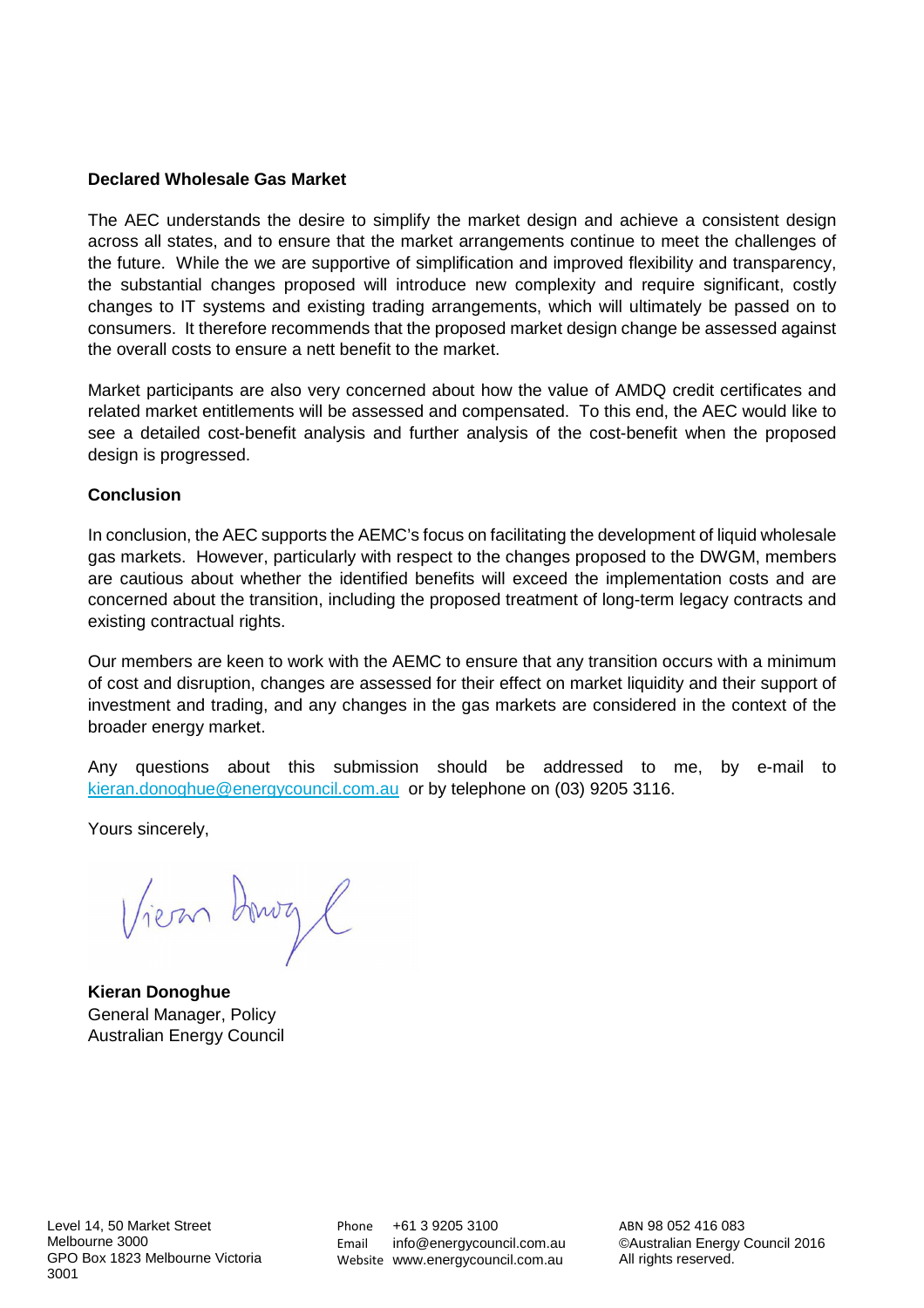**Declared Wholesale Gas Market**

The AEC understands the desire to simplify the market design and achieve a consistent design across all states, and to ensure that the market arrangements continue to meet the challenges of the future. While the we are supportive of simplification and improved flexibility and transparency, the substantial changes proposed will introduce new complexity and require significant, costly changes to IT systems and existing trading arrangements, which will ultimately be passed on to consumers. It therefore recommends that the proposed market design change be assessed against the overall costs to ensure a nett benefit to the market.

Market participants are also very concerned about how the value of AMDQ credit certificates and related market entitlements will be assessed and compensated. To this end, the AEC would like to see a detailed cost-benefit analysis and further analysis of the cost-benefit when the proposed design is progressed.

**Conclusion**

In conclusion, the AEC supports the AEMC's focus on facilitating the development of liquid wholesale gas markets. However, particularly with respect to the changes proposed to the DWGM, members are cautious about whether the identified benefits will exceed the implementation costs and are concerned about the transition, including the proposed treatment of long-term legacy contracts and existing contractual rights.

Our members are keen to work with the AEMC to ensure that any transition occurs with a minimum of cost and disruption, changes are assessed for their effect on market liquidity and their support of investment and trading, and any changes in the gas markets are considered in the context of the broader energy market.

Any questions about this submission should be addressed to me, by e-mail to kieran.donoghue@energycouncil.com.au or by telephone on (03) 9205 3116.

Yours sincerely,

**Kieran Donoghue**
General Manager, Policy
Australian Energy Council

Level 14, 50 Market Street
Melbourne 3000
GPO Box 1823 Melbourne Victoria 3001

Phone +61 3 9205 3100
Email info@energycouncil.com.au
Website www.energycouncil.com.au

ABN 98 052 416 083
©Australian Energy Council 2016
All rights reserved.